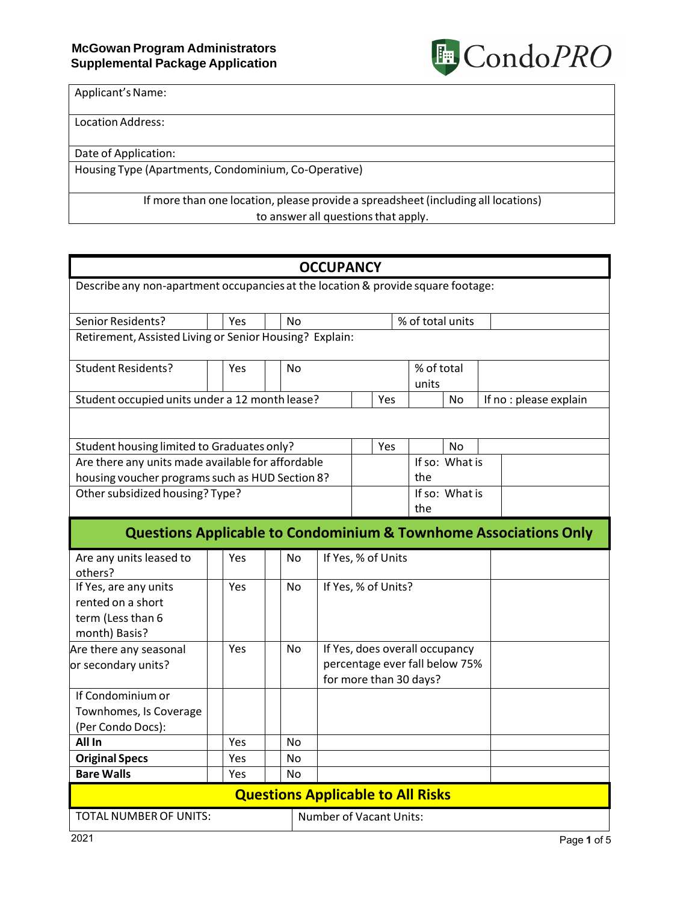**McGowan Program Administrators**
**Supplemental Package Application**

CondoPRO

| Applicant's Name: |
|---|
| Location Address: |
| Date of Application: |
| Housing Type (Apartments, Condominium, Co-Operative) |
| If more than one location, please provide a spreadsheet (including all locations) to answer all questions that apply. |

## OCCUPANCY

| Describe any non-apartment occupancies at the location & provide square footage: | | | | | | | |
|---|---|---|---|---|---|---|---|
| Senior Residents? | | Yes | | No | % of total units | | |
| Retirement, Assisted Living or Senior Housing? Explain: | | | | | | | |
| Student Residents? | | Yes | | No | % of total units | | |
| Student occupied units under a 12 month lease? | | Yes | | No | If no : please explain | | |
| | | | | | | | |
| Student housing limited to Graduates only? | | Yes | | No | | | |
| Are there any units made available for affordable housing voucher programs such as HUD Section 8? | | | If so: What is the | | | | |
| Other subsidized housing? Type? | | | If so: What is the | | | | |

## Questions Applicable to Condominium & Townhome Associations Only

| | | | | | | |
|---|---|---|---|---|---|---|
| Are any units leased to others? | | Yes | | No | If Yes, % of Units | |
| If Yes, are any units rented on a short term (Less than 6 month) Basis? | | Yes | | No | If Yes, % of Units? | |
| Are there any seasonal or secondary units? | | Yes | | No | If Yes, does overall occupancy percentage ever fall below 75% for more than 30 days? | |
| If Condominium or Townhomes, Is Coverage (Per Condo Docs): | | | | | | |
| **All In** | | Yes | | No | | |
| **Original Specs** | | Yes | | No | | |
| **Bare Walls** | | Yes | | No | | |

## Questions Applicable to All Risks

| TOTAL NUMBER OF UNITS: | Number of Vacant Units: |
|---|---|

2021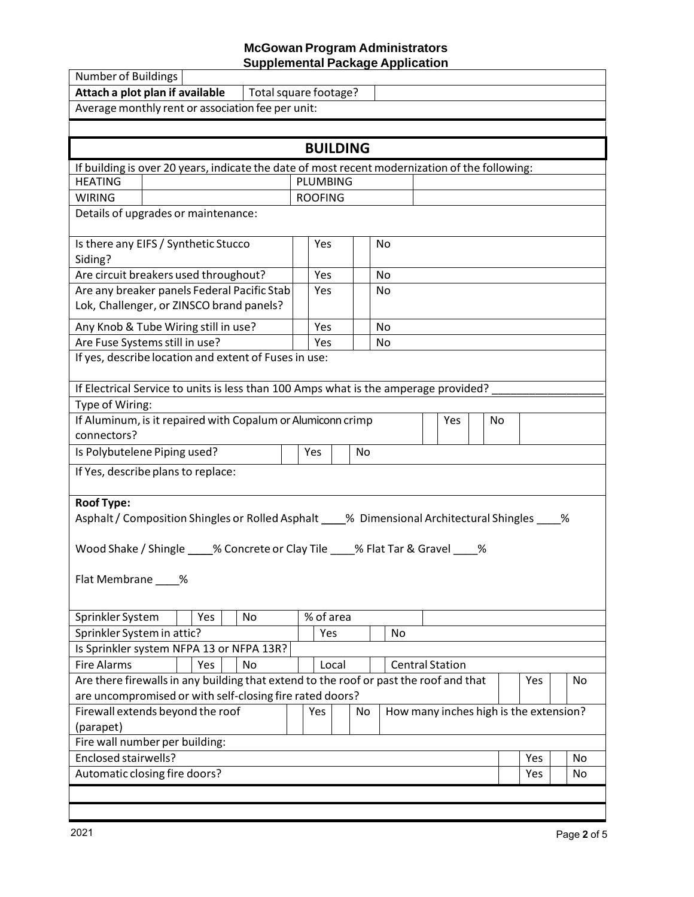# McGowan Program Administrators
## Supplemental Package Application

| Number of Buildings | |
|---|---|

| Attach a plot plan if available | Total square footage? | |
|---|---|---|

Average monthly rent or association fee per unit:

## BUILDING

If building is over 20 years, indicate the date of most recent modernization of the following:

| HEATING | | PLUMBING | |
|---|---|---|---|
| WIRING | | ROOFING | |

Details of upgrades or maintenance:

| Question | | Yes | | No |
|---|---|---|---|---|
| Is there any EIFS / Synthetic Stucco Siding? | | Yes | | No |
| Are circuit breakers used throughout? | | Yes | | No |
| Are any breaker panels Federal Pacific Stab Lok, Challenger, or ZINSCO brand panels? | | Yes | | No |
| Any Knob & Tube Wiring still in use? | | Yes | | No |
| Are Fuse Systems still in use? | | Yes | | No |

If yes, describe location and extent of Fuses in use:

If Electrical Service to units is less than 100 Amps what is the amperage provided? ___________________

Type of Wiring:

| If Aluminum, is it repaired with Copalum or Alumiconn crimp connectors? | | Yes | | No |
|---|---|---|---|---|

| Is Polybutelene Piping used? | | Yes | | No |
|---|---|---|---|---|

If Yes, describe plans to replace:

**Roof Type:**

Asphalt / Composition Shingles or Rolled Asphalt ____% Dimensional Architectural Shingles ____%

Wood Shake / Shingle ____% Concrete or Clay Tile ____% Flat Tar & Gravel ____%

Flat Membrane ____%

| Sprinkler System | | Yes | | No | % of area | |
|---|---|---|---|---|---|---|

| Sprinkler System in attic? | | Yes | | No |
|---|---|---|---|---|

Is Sprinkler system NFPA 13 or NFPA 13R?

| Fire Alarms | | Yes | | No | | Local | | Central Station |
|---|---|---|---|---|---|---|---|---|

| Are there firewalls in any building that extend to the roof or past the roof and that are uncompromised or with self-closing fire rated doors? | | Yes | | No |
|---|---|---|---|---|

| Firewall extends beyond the roof (parapet) | | Yes | | No | How many inches high is the extension? |
|---|---|---|---|---|---|

Fire wall number per building:

| | | Yes | | No |
|---|---|---|---|---|
| Enclosed stairwells? | | Yes | | No |
| Automatic closing fire doors? | | Yes | | No |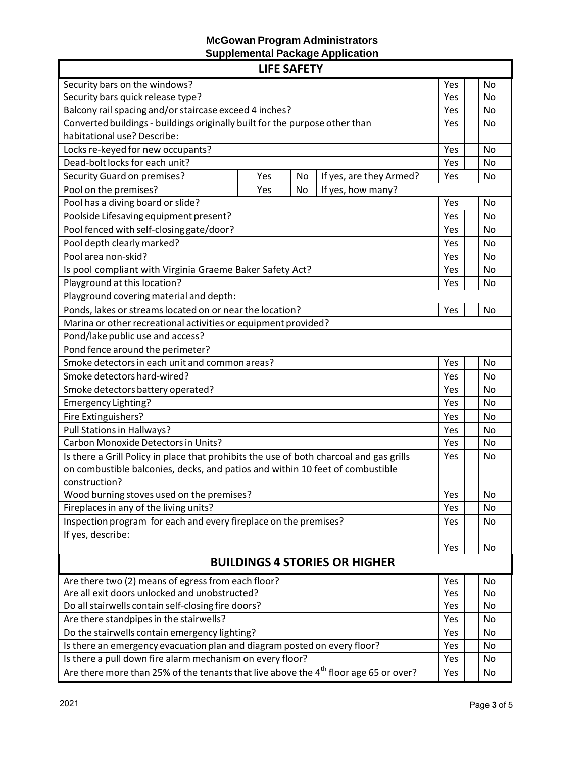**McGowan Program Administrators**
**Supplemental Package Application**

## LIFE SAFETY

| Question | | | | | |
|---|---|---|---|---|---|
| Security bars on the windows? | | | | Yes | No |
| Security bars quick release type? | | | | Yes | No |
| Balcony rail spacing and/or staircase exceed 4 inches? | | | | Yes | No |
| Converted buildings - buildings originally built for the purpose other than habitational use? Describe: | | | | Yes | No |
| Locks re-keyed for new occupants? | | | | Yes | No |
| Dead-bolt locks for each unit? | | | | Yes | No |
| Security Guard on premises? | Yes | No | If yes, are they Armed? | Yes | No |
| Pool on the premises? | Yes | No | If yes, how many? | | |
| Pool has a diving board or slide? | | | | Yes | No |
| Poolside Lifesaving equipment present? | | | | Yes | No |
| Pool fenced with self-closing gate/door? | | | | Yes | No |
| Pool depth clearly marked? | | | | Yes | No |
| Pool area non-skid? | | | | Yes | No |
| Is pool compliant with Virginia Graeme Baker Safety Act? | | | | Yes | No |
| Playground at this location? | | | | Yes | No |
| Playground covering material and depth: | | | | | |
| Ponds, lakes or streams located on or near the location? | | | | Yes | No |
| Marina or other recreational activities or equipment provided? | | | | | |
| Pond/lake public use and access? | | | | | |
| Pond fence around the perimeter? | | | | | |
| Smoke detectors in each unit and common areas? | | | | Yes | No |
| Smoke detectors hard-wired? | | | | Yes | No |
| Smoke detectors battery operated? | | | | Yes | No |
| Emergency Lighting? | | | | Yes | No |
| Fire Extinguishers? | | | | Yes | No |
| Pull Stations in Hallways? | | | | Yes | No |
| Carbon Monoxide Detectors in Units? | | | | Yes | No |
| Is there a Grill Policy in place that prohibits the use of both charcoal and gas grills on combustible balconies, decks, and patios and within 10 feet of combustible construction? | | | | Yes | No |
| Wood burning stoves used on the premises? | | | | Yes | No |
| Fireplaces in any of the living units? | | | | Yes | No |
| Inspection program for each and every fireplace on the premises? | | | | Yes | No |
| If yes, describe: | | | | Yes | No |

## BUILDINGS 4 STORIES OR HIGHER

| Question | | |
|---|---|---|
| Are there two (2) means of egress from each floor? | Yes | No |
| Are all exit doors unlocked and unobstructed? | Yes | No |
| Do all stairwells contain self-closing fire doors? | Yes | No |
| Are there standpipes in the stairwells? | Yes | No |
| Do the stairwells contain emergency lighting? | Yes | No |
| Is there an emergency evacuation plan and diagram posted on every floor? | Yes | No |
| Is there a pull down fire alarm mechanism on every floor? | Yes | No |
| Are there more than 25% of the tenants that live above the 4th floor age 65 or over? | Yes | No |

2021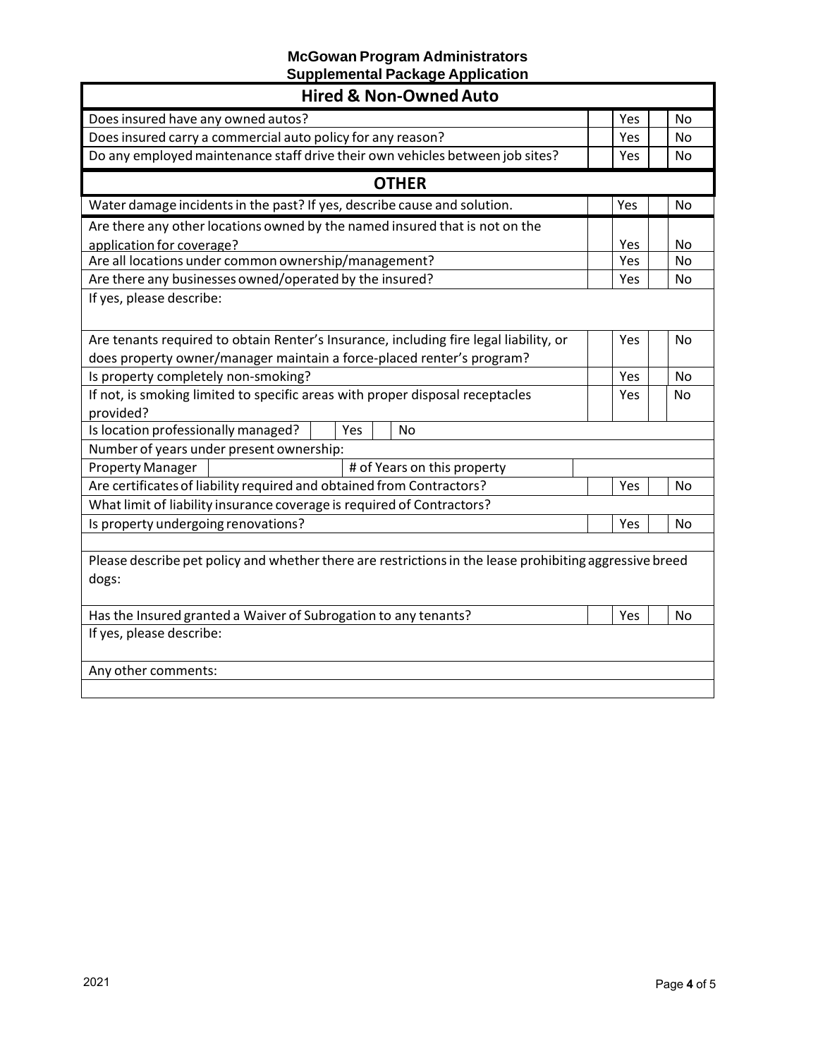**McGowan Program Administrators**
**Supplemental Package Application**

## Hired & Non-Owned Auto

| | | | | |
|---|---|---|---|---|
| Does insured have any owned autos? | | Yes | | No |
| Does insured carry a commercial auto policy for any reason? | | Yes | | No |
| Do any employed maintenance staff drive their own vehicles between job sites? | | Yes | | No |

## OTHER

| | | | | |
|---|---|---|---|---|
| Water damage incidents in the past? If yes, describe cause and solution. | | Yes | | No |
| Are there any other locations owned by the named insured that is not on the application for coverage? | | Yes | | No |
| Are all locations under common ownership/management? | | Yes | | No |
| Are there any businesses owned/operated by the insured? | | Yes | | No |
| If yes, please describe: | | | | |
| Are tenants required to obtain Renter's Insurance, including fire legal liability, or does property owner/manager maintain a force-placed renter's program? | | Yes | | No |
| Is property completely non-smoking? | | Yes | | No |
| If not, is smoking limited to specific areas with proper disposal receptacles provided? | | Yes | | No |
| Is location professionally managed? Yes No | | | | |
| Number of years under present ownership: | | | | |
| Property Manager ___ # of Years on this property | | | | |
| Are certificates of liability required and obtained from Contractors? | | Yes | | No |
| What limit of liability insurance coverage is required of Contractors? | | | | |
| Is property undergoing renovations? | | Yes | | No |
| Please describe pet policy and whether there are restrictions in the lease prohibiting aggressive breed dogs: | | | | |
| Has the Insured granted a Waiver of Subrogation to any tenants? | | Yes | | No |
| If yes, please describe: | | | | |
| Any other comments: | | | | |

2021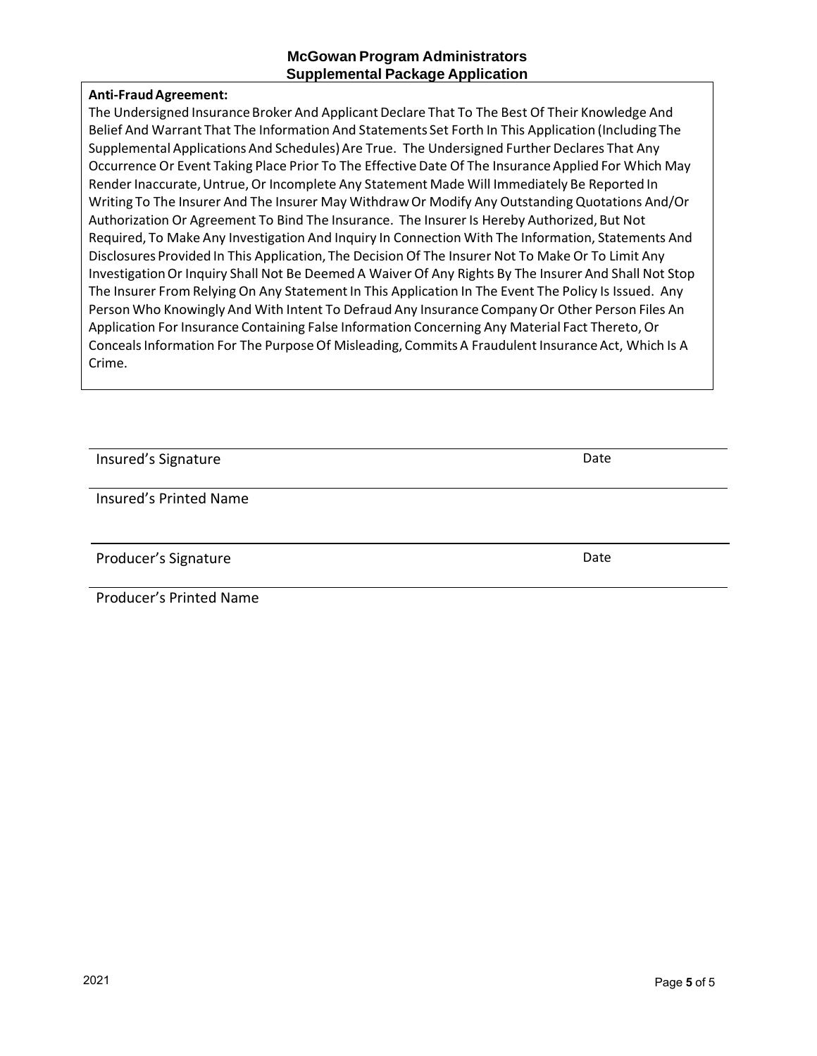**Anti-Fraud Agreement:**

The Undersigned Insurance Broker And Applicant Declare That To The Best Of Their Knowledge And Belief And Warrant That The Information And Statements Set Forth In This Application (Including The Supplemental Applications And Schedules) Are True. The Undersigned Further Declares That Any Occurrence Or Event Taking Place Prior To The Effective Date Of The Insurance Applied For Which May Render Inaccurate, Untrue, Or Incomplete Any Statement Made Will Immediately Be Reported In Writing To The Insurer And The Insurer May Withdraw Or Modify Any Outstanding Quotations And/Or Authorization Or Agreement To Bind The Insurance. The Insurer Is Hereby Authorized, But Not Required, To Make Any Investigation And Inquiry In Connection With The Information, Statements And Disclosures Provided In This Application, The Decision Of The Insurer Not To Make Or To Limit Any Investigation Or Inquiry Shall Not Be Deemed A Waiver Of Any Rights By The Insurer And Shall Not Stop The Insurer From Relying On Any Statement In This Application In The Event The Policy Is Issued. Any Person Who Knowingly And With Intent To Defraud Any Insurance Company Or Other Person Files An Application For Insurance Containing False Information Concerning Any Material Fact Thereto, Or Conceals Information For The Purpose Of Misleading, Commits A Fraudulent Insurance Act, Which Is A Crime.

Insured's Signature ______________________ Date ____________

Insured's Printed Name ______________________

Producer's Signature ______________________ Date ____________

Producer's Printed Name ______________________